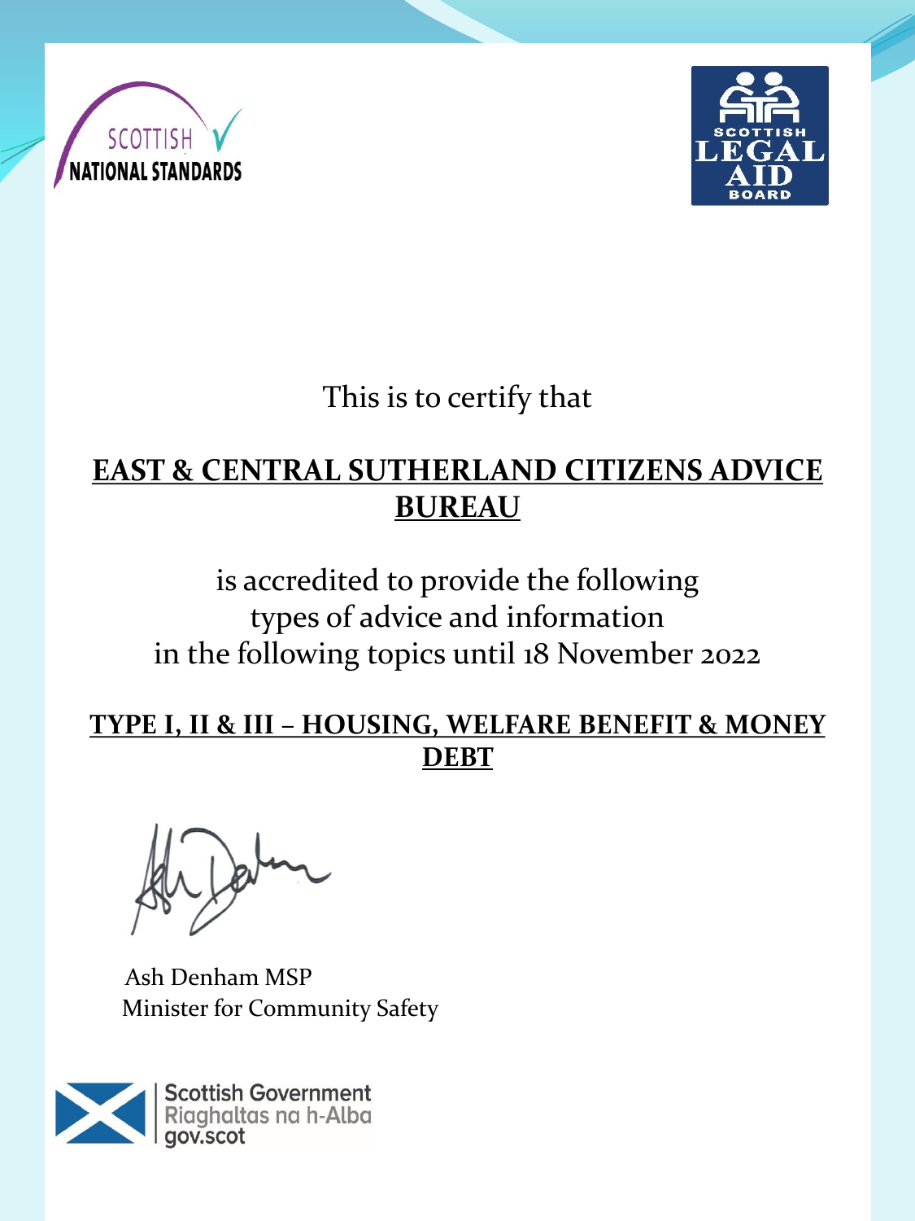SCOTTISH NATIONAL STANDARDS

SCOTTISH LEGAL AID BOARD

This is to certify that

**EAST & CENTRAL SUTHERLAND CITIZENS ADVICE BUREAU**

is accredited to provide the following
types of advice and information
in the following topics until 18 November 2022

**TYPE I, II & III – HOUSING, WELFARE BENEFIT & MONEY DEBT**

Ash Denham MSP
Minister for Community Safety

Scottish Government
Riaghaltas na h-Alba
gov.scot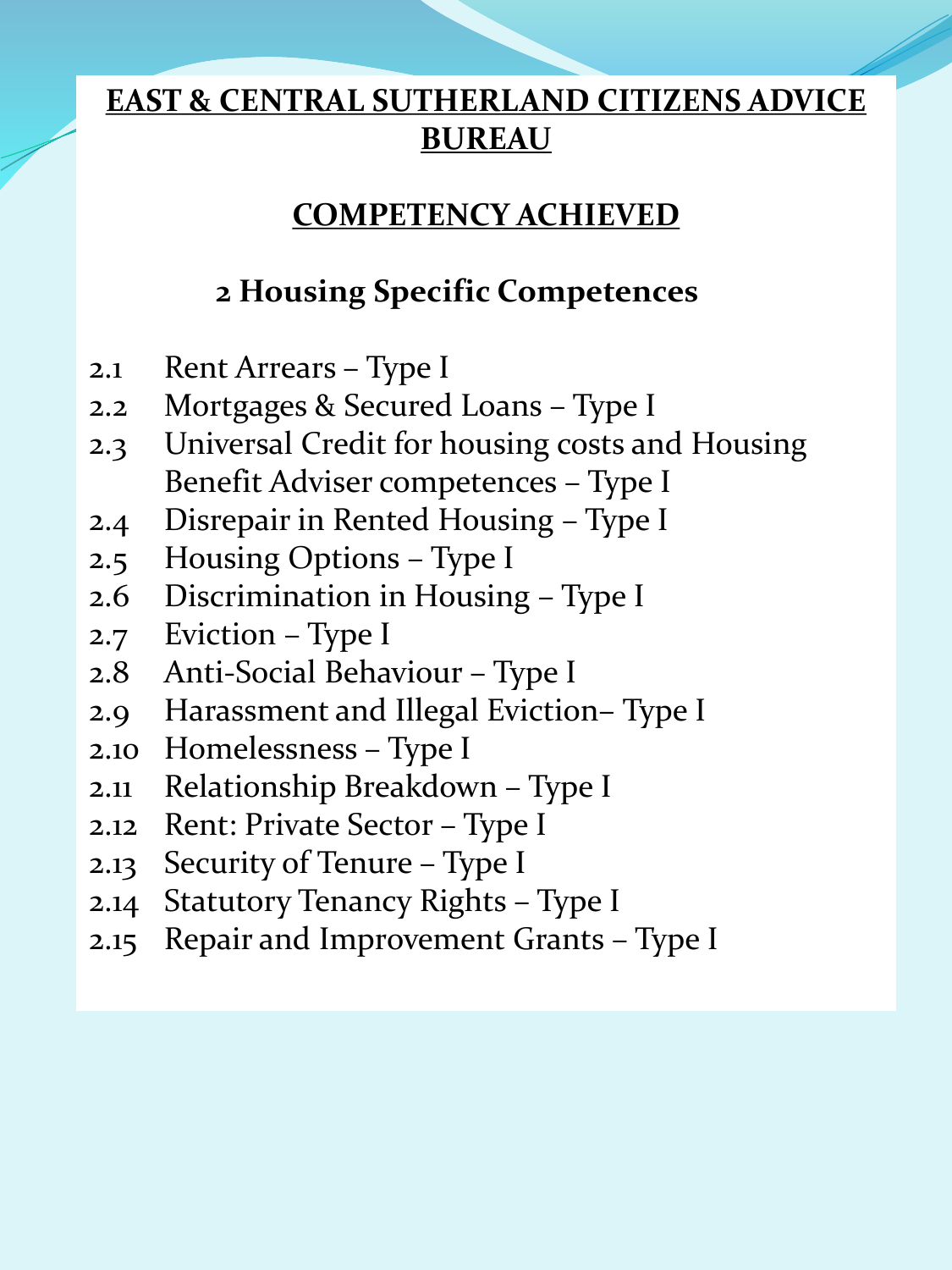# EAST & CENTRAL SUTHERLAND CITIZENS ADVICE BUREAU

## COMPETENCY ACHIEVED

### 2 Housing Specific Competences

- 2.1 Rent Arrears – Type I
- 2.2 Mortgages & Secured Loans – Type I
- 2.3 Universal Credit for housing costs and Housing Benefit Adviser competences – Type I
- 2.4 Disrepair in Rented Housing – Type I
- 2.5 Housing Options – Type I
- 2.6 Discrimination in Housing – Type I
- 2.7 Eviction – Type I
- 2.8 Anti-Social Behaviour – Type I
- 2.9 Harassment and Illegal Eviction– Type I
- 2.10 Homelessness – Type I
- 2.11 Relationship Breakdown – Type I
- 2.12 Rent: Private Sector – Type I
- 2.13 Security of Tenure – Type I
- 2.14 Statutory Tenancy Rights – Type I
- 2.15 Repair and Improvement Grants – Type I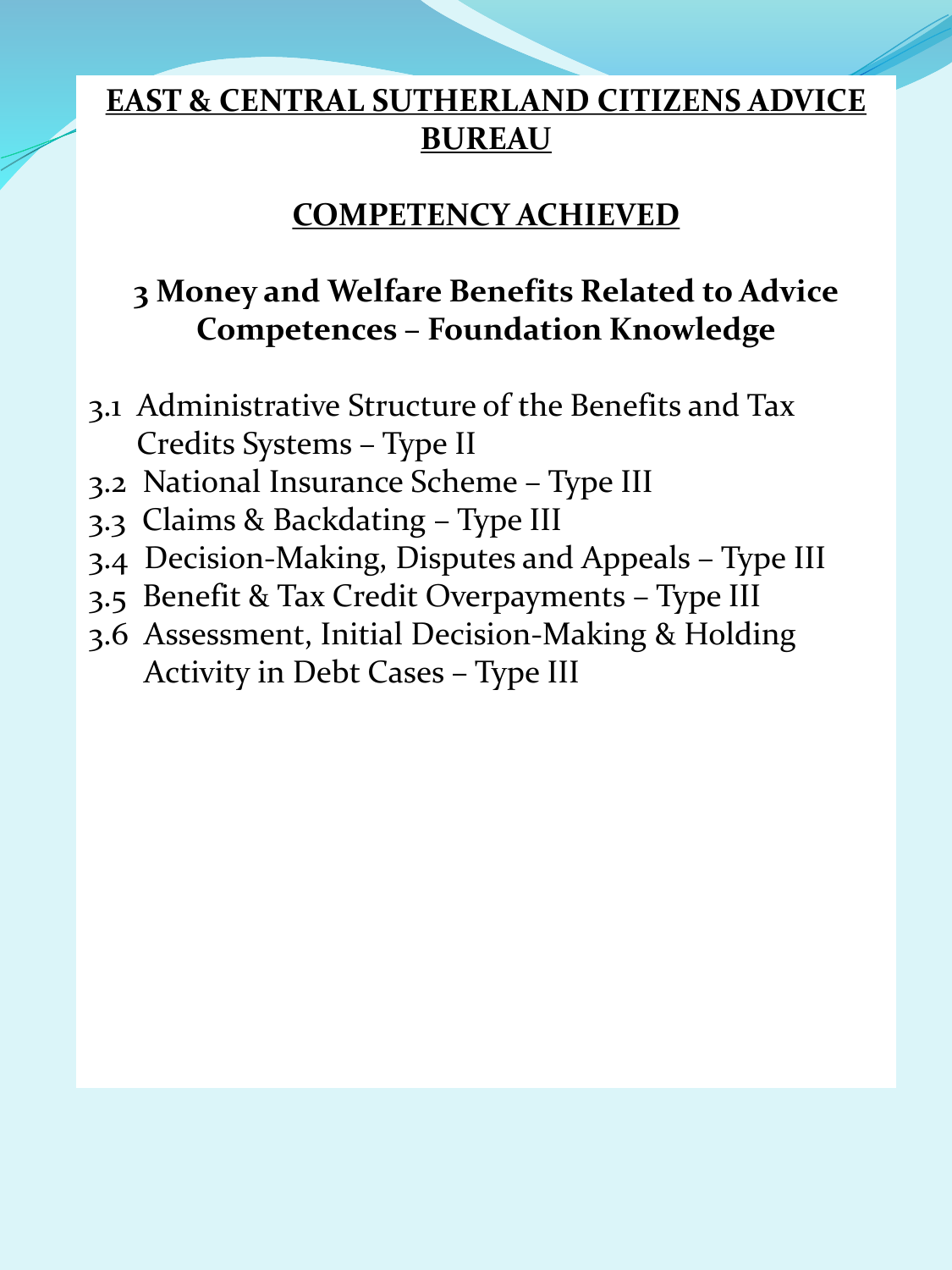# EAST & CENTRAL SUTHERLAND CITIZENS ADVICE BUREAU

## COMPETENCY ACHIEVED

### 3 Money and Welfare Benefits Related to Advice Competences – Foundation Knowledge

3.1 Administrative Structure of the Benefits and Tax Credits Systems – Type II
3.2 National Insurance Scheme – Type III
3.3 Claims & Backdating – Type III
3.4 Decision-Making, Disputes and Appeals – Type III
3.5 Benefit & Tax Credit Overpayments – Type III
3.6 Assessment, Initial Decision-Making & Holding Activity in Debt Cases – Type III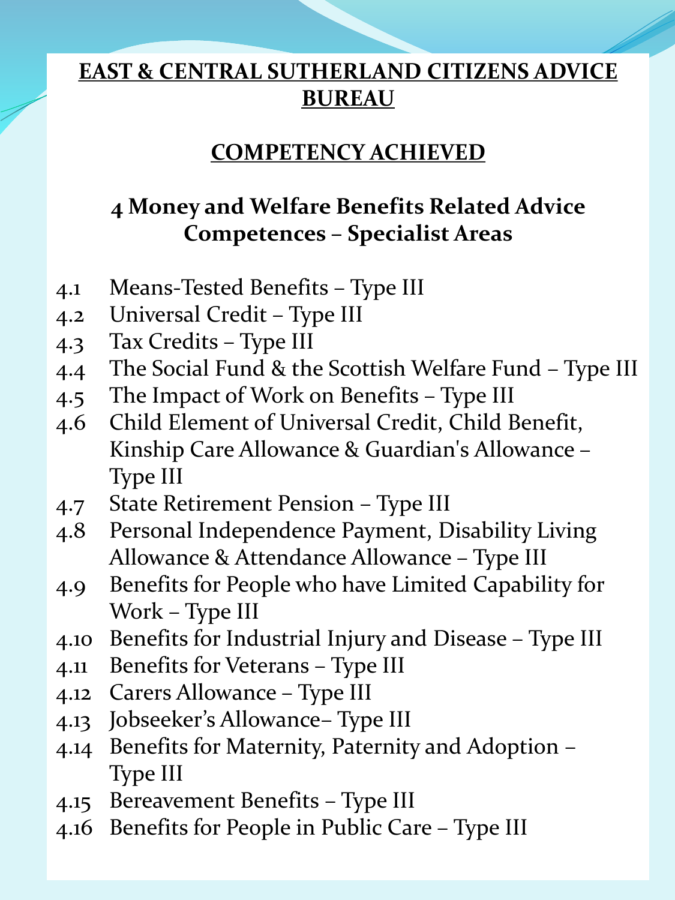# EAST & CENTRAL SUTHERLAND CITIZENS ADVICE BUREAU

## COMPETENCY ACHIEVED

### 4 Money and Welfare Benefits Related Advice Competences – Specialist Areas

4.1 Means-Tested Benefits – Type III
4.2 Universal Credit – Type III
4.3 Tax Credits – Type III
4.4 The Social Fund & the Scottish Welfare Fund – Type III
4.5 The Impact of Work on Benefits – Type III
4.6 Child Element of Universal Credit, Child Benefit, Kinship Care Allowance & Guardian's Allowance – Type III
4.7 State Retirement Pension – Type III
4.8 Personal Independence Payment, Disability Living Allowance & Attendance Allowance – Type III
4.9 Benefits for People who have Limited Capability for Work – Type III
4.10 Benefits for Industrial Injury and Disease – Type III
4.11 Benefits for Veterans – Type III
4.12 Carers Allowance – Type III
4.13 Jobseeker's Allowance– Type III
4.14 Benefits for Maternity, Paternity and Adoption – Type III
4.15 Bereavement Benefits – Type III
4.16 Benefits for People in Public Care – Type III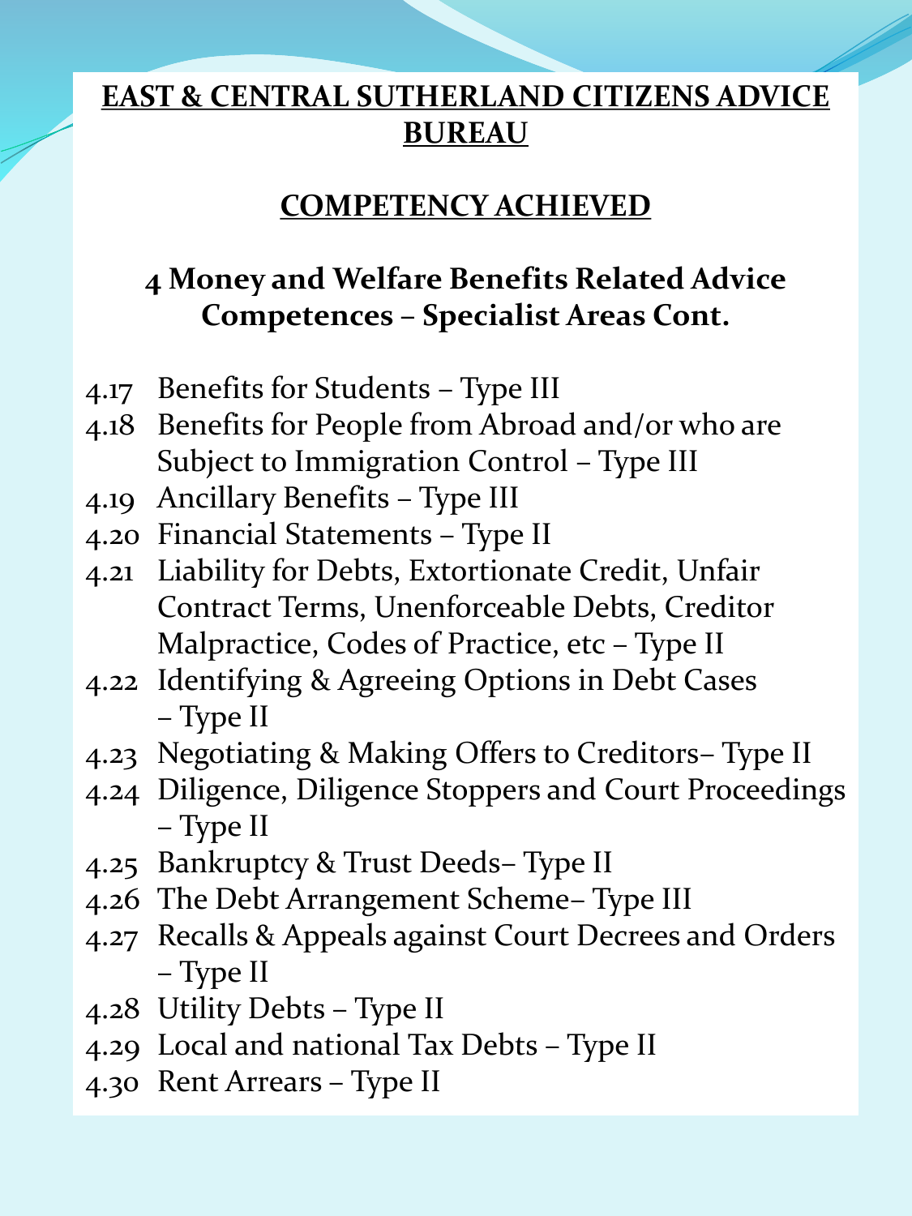# EAST & CENTRAL SUTHERLAND CITIZENS ADVICE BUREAU

## COMPETENCY ACHIEVED

### 4 Money and Welfare Benefits Related Advice Competences – Specialist Areas Cont.

- 4.17 Benefits for Students – Type III
- 4.18 Benefits for People from Abroad and/or who are Subject to Immigration Control – Type III
- 4.19 Ancillary Benefits – Type III
- 4.20 Financial Statements – Type II
- 4.21 Liability for Debts, Extortionate Credit, Unfair Contract Terms, Unenforceable Debts, Creditor Malpractice, Codes of Practice, etc – Type II
- 4.22 Identifying & Agreeing Options in Debt Cases – Type II
- 4.23 Negotiating & Making Offers to Creditors– Type II
- 4.24 Diligence, Diligence Stoppers and Court Proceedings – Type II
- 4.25 Bankruptcy & Trust Deeds– Type II
- 4.26 The Debt Arrangement Scheme– Type III
- 4.27 Recalls & Appeals against Court Decrees and Orders – Type II
- 4.28 Utility Debts – Type II
- 4.29 Local and national Tax Debts – Type II
- 4.30 Rent Arrears – Type II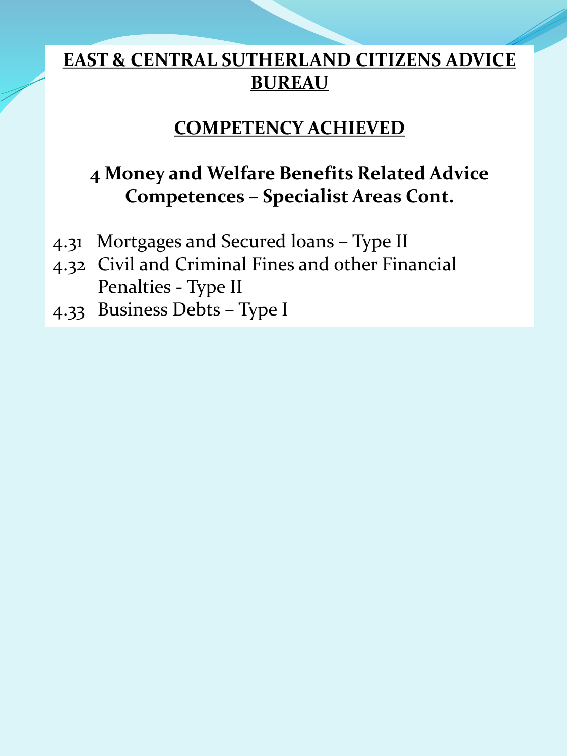# EAST & CENTRAL SUTHERLAND CITIZENS ADVICE BUREAU

## COMPETENCY ACHIEVED

### 4 Money and Welfare Benefits Related Advice Competences – Specialist Areas Cont.

4.31 Mortgages and Secured loans – Type II
4.32 Civil and Criminal Fines and other Financial Penalties - Type II
4.33 Business Debts – Type I